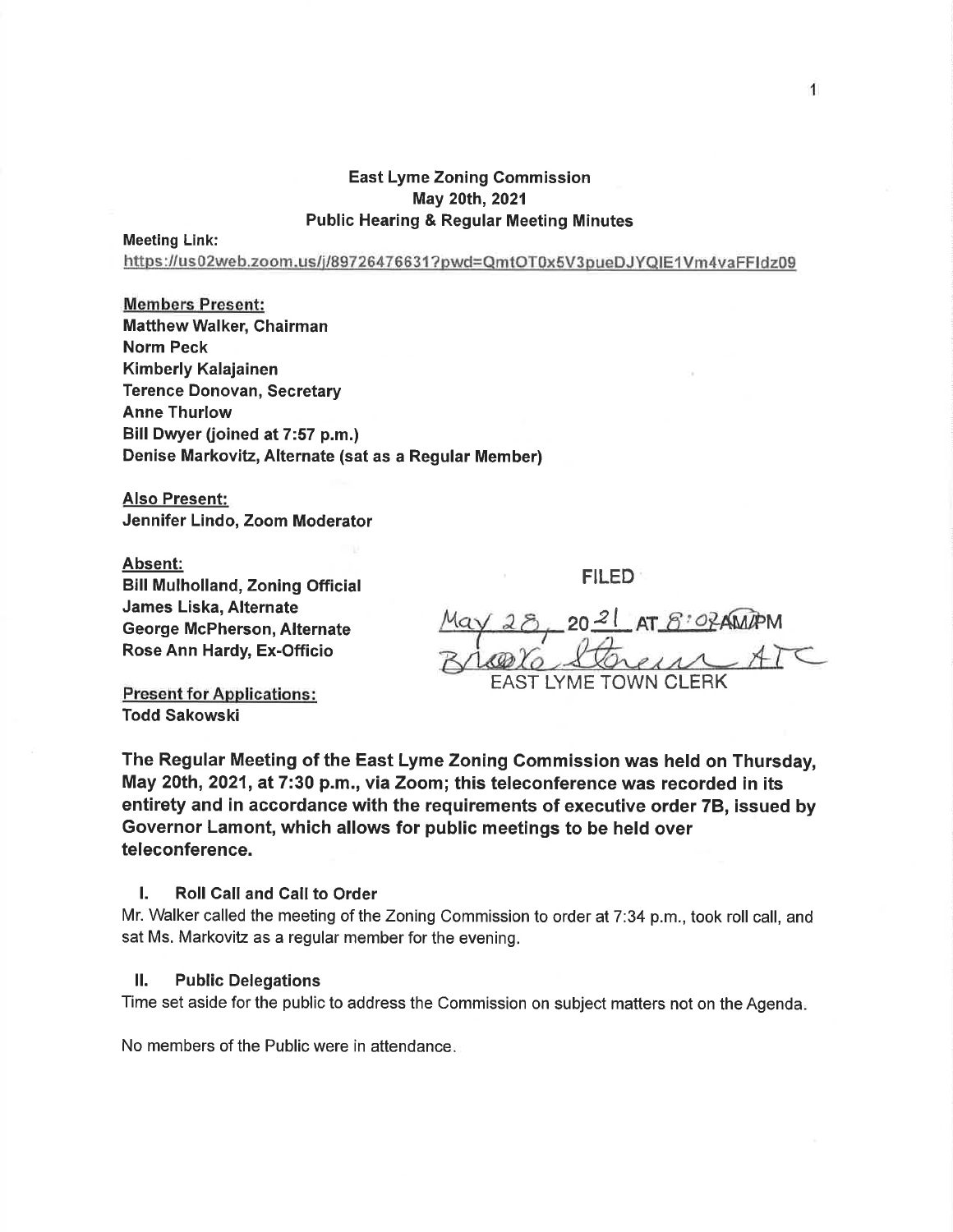# East Lyme Zoning Commission
## May 20th, 2021
## Public Hearing & Regular Meeting Minutes

**Meeting Link:**
https://us02web.zoom.us/j/89726476631?pwd=QmtOT0x5V3pueDJYQlE1Vm4vaFFldz09

**Members Present:**
**Matthew Walker, Chairman**
**Norm Peck**
**Kimberly Kalajainen**
**Terence Donovan, Secretary**
**Anne Thurlow**
**Bill Dwyer (joined at 7:57 p.m.)**
**Denise Markovitz, Alternate (sat as a Regular Member)**

**Also Present:**
**Jennifer Lindo, Zoom Moderator**

**Absent:**
**Bill Mulholland, Zoning Official**
**James Liska, Alternate**
**George McPherson, Alternate**
**Rose Ann Hardy, Ex-Officio**

FILED
May 28, 2021 AT 8:02 AM
Brooke Stevens ATC
EAST LYME TOWN CLERK

**Present for Applications:**
**Todd Sakowski**

**The Regular Meeting of the East Lyme Zoning Commission was held on Thursday, May 20th, 2021, at 7:30 p.m., via Zoom; this teleconference was recorded in its entirety and in accordance with the requirements of executive order 7B, issued by Governor Lamont, which allows for public meetings to be held over teleconference.**

### I. Roll Call and Call to Order

Mr. Walker called the meeting of the Zoning Commission to order at 7:34 p.m., took roll call, and sat Ms. Markovitz as a regular member for the evening.

### II. Public Delegations

Time set aside for the public to address the Commission on subject matters not on the Agenda.

No members of the Public were in attendance.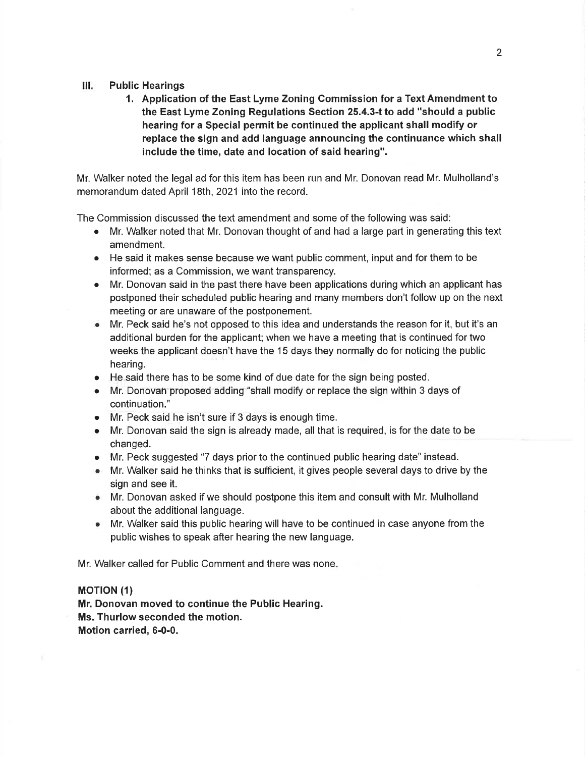## III. Public Hearings

**1. Application of the East Lyme Zoning Commission for a Text Amendment to the East Lyme Zoning Regulations Section 25.4.3-t to add "should a public hearing for a Special permit be continued the applicant shall modify or replace the sign and add language announcing the continuance which shall include the time, date and location of said hearing".**

Mr. Walker noted the legal ad for this item has been run and Mr. Donovan read Mr. Mulholland's memorandum dated April 18th, 2021 into the record.

The Commission discussed the text amendment and some of the following was said:

- Mr. Walker noted that Mr. Donovan thought of and had a large part in generating this text amendment.
- He said it makes sense because we want public comment, input and for them to be informed; as a Commission, we want transparency.
- Mr. Donovan said in the past there have been applications during which an applicant has postponed their scheduled public hearing and many members don't follow up on the next meeting or are unaware of the postponement.
- Mr. Peck said he's not opposed to this idea and understands the reason for it, but it's an additional burden for the applicant; when we have a meeting that is continued for two weeks the applicant doesn't have the 15 days they normally do for noticing the public hearing.
- He said there has to be some kind of due date for the sign being posted.
- Mr. Donovan proposed adding "shall modify or replace the sign within 3 days of continuation."
- Mr. Peck said he isn't sure if 3 days is enough time.
- Mr. Donovan said the sign is already made, all that is required, is for the date to be changed.
- Mr. Peck suggested "7 days prior to the continued public hearing date" instead.
- Mr. Walker said he thinks that is sufficient, it gives people several days to drive by the sign and see it.
- Mr. Donovan asked if we should postpone this item and consult with Mr. Mulholland about the additional language.
- Mr. Walker said this public hearing will have to be continued in case anyone from the public wishes to speak after hearing the new language.

Mr. Walker called for Public Comment and there was none.

**MOTION (1)**
**Mr. Donovan moved to continue the Public Hearing.**
**Ms. Thurlow seconded the motion.**
**Motion carried, 6-0-0.**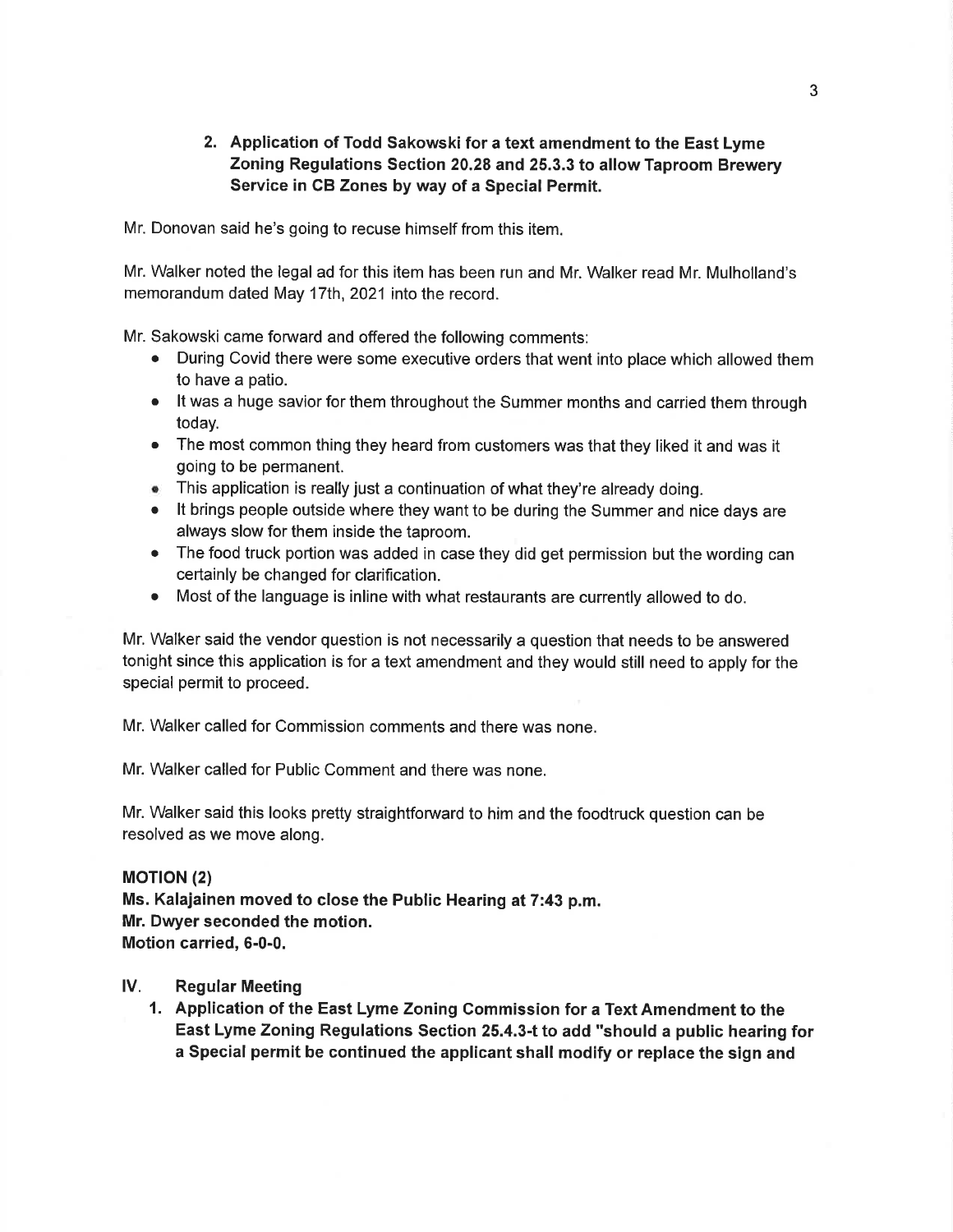2. **Application of Todd Sakowski for a text amendment to the East Lyme Zoning Regulations Section 20.28 and 25.3.3 to allow Taproom Brewery Service in CB Zones by way of a Special Permit.**

Mr. Donovan said he's going to recuse himself from this item.

Mr. Walker noted the legal ad for this item has been run and Mr. Walker read Mr. Mulholland's memorandum dated May 17th, 2021 into the record.

Mr. Sakowski came forward and offered the following comments:

- During Covid there were some executive orders that went into place which allowed them to have a patio.
- It was a huge savior for them throughout the Summer months and carried them through today.
- The most common thing they heard from customers was that they liked it and was it going to be permanent.
- This application is really just a continuation of what they're already doing.
- It brings people outside where they want to be during the Summer and nice days are always slow for them inside the taproom.
- The food truck portion was added in case they did get permission but the wording can certainly be changed for clarification.
- Most of the language is inline with what restaurants are currently allowed to do.

Mr. Walker said the vendor question is not necessarily a question that needs to be answered tonight since this application is for a text amendment and they would still need to apply for the special permit to proceed.

Mr. Walker called for Commission comments and there was none.

Mr. Walker called for Public Comment and there was none.

Mr. Walker said this looks pretty straightforward to him and the foodtruck question can be resolved as we move along.

**MOTION (2)**
**Ms. Kalajainen moved to close the Public Hearing at 7:43 p.m.**
**Mr. Dwyer seconded the motion.**
**Motion carried, 6-0-0.**

## IV. Regular Meeting

1. **Application of the East Lyme Zoning Commission for a Text Amendment to the East Lyme Zoning Regulations Section 25.4.3-t to add "should a public hearing for a Special permit be continued the applicant shall modify or replace the sign and**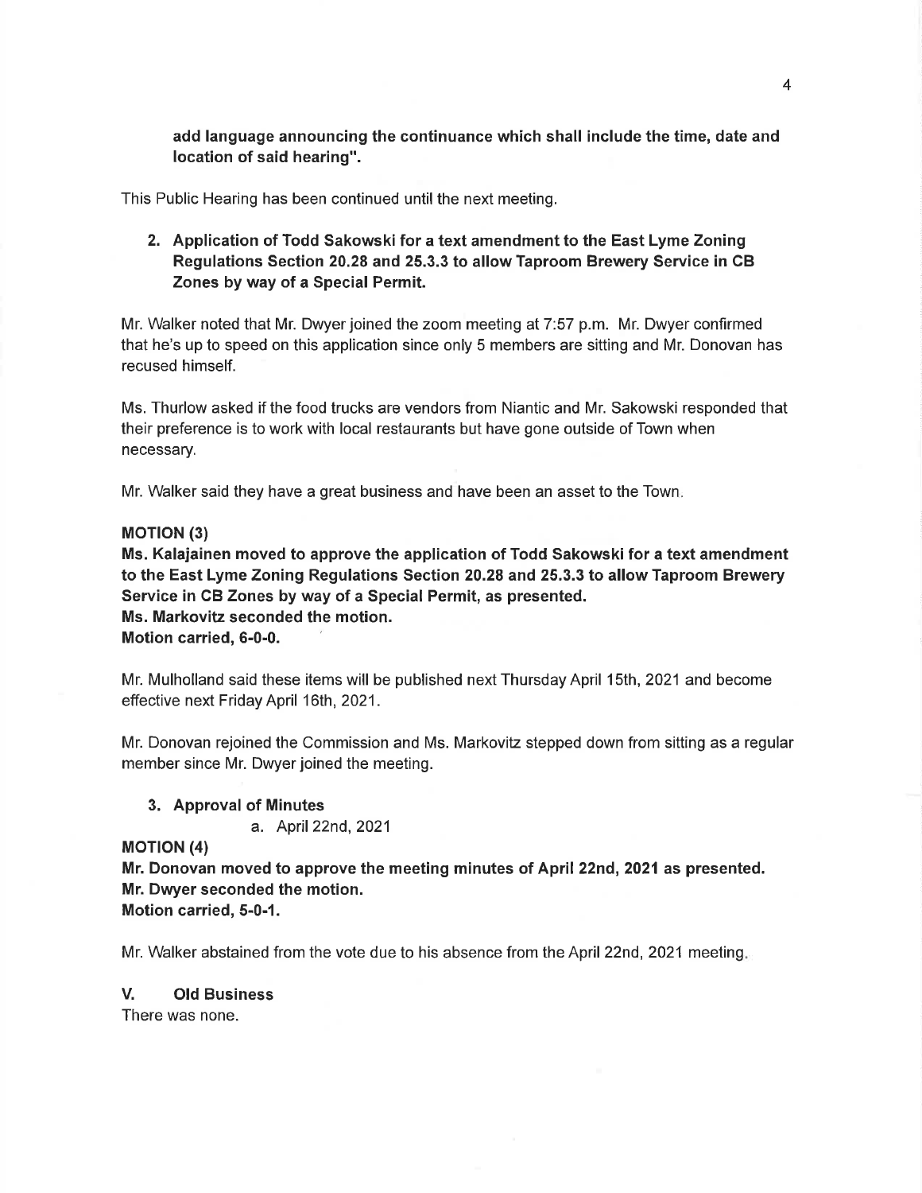**add language announcing the continuance which shall include the time, date and location of said hearing".**

This Public Hearing has been continued until the next meeting.

2. **Application of Todd Sakowski for a text amendment to the East Lyme Zoning Regulations Section 20.28 and 25.3.3 to allow Taproom Brewery Service in CB Zones by way of a Special Permit.**

Mr. Walker noted that Mr. Dwyer joined the zoom meeting at 7:57 p.m. Mr. Dwyer confirmed that he's up to speed on this application since only 5 members are sitting and Mr. Donovan has recused himself.

Ms. Thurlow asked if the food trucks are vendors from Niantic and Mr. Sakowski responded that their preference is to work with local restaurants but have gone outside of Town when necessary.

Mr. Walker said they have a great business and have been an asset to the Town.

**MOTION (3)**
**Ms. Kalajainen moved to approve the application of Todd Sakowski for a text amendment to the East Lyme Zoning Regulations Section 20.28 and 25.3.3 to allow Taproom Brewery Service in CB Zones by way of a Special Permit, as presented.**
**Ms. Markovitz seconded the motion.**
**Motion carried, 6-0-0.**

Mr. Mulholland said these items will be published next Thursday April 15th, 2021 and become effective next Friday April 16th, 2021.

Mr. Donovan rejoined the Commission and Ms. Markovitz stepped down from sitting as a regular member since Mr. Dwyer joined the meeting.

3. **Approval of Minutes**
   a. April 22nd, 2021

**MOTION (4)**
**Mr. Donovan moved to approve the meeting minutes of April 22nd, 2021 as presented.**
**Mr. Dwyer seconded the motion.**
**Motion carried, 5-0-1.**

Mr. Walker abstained from the vote due to his absence from the April 22nd, 2021 meeting.

## V. Old Business

There was none.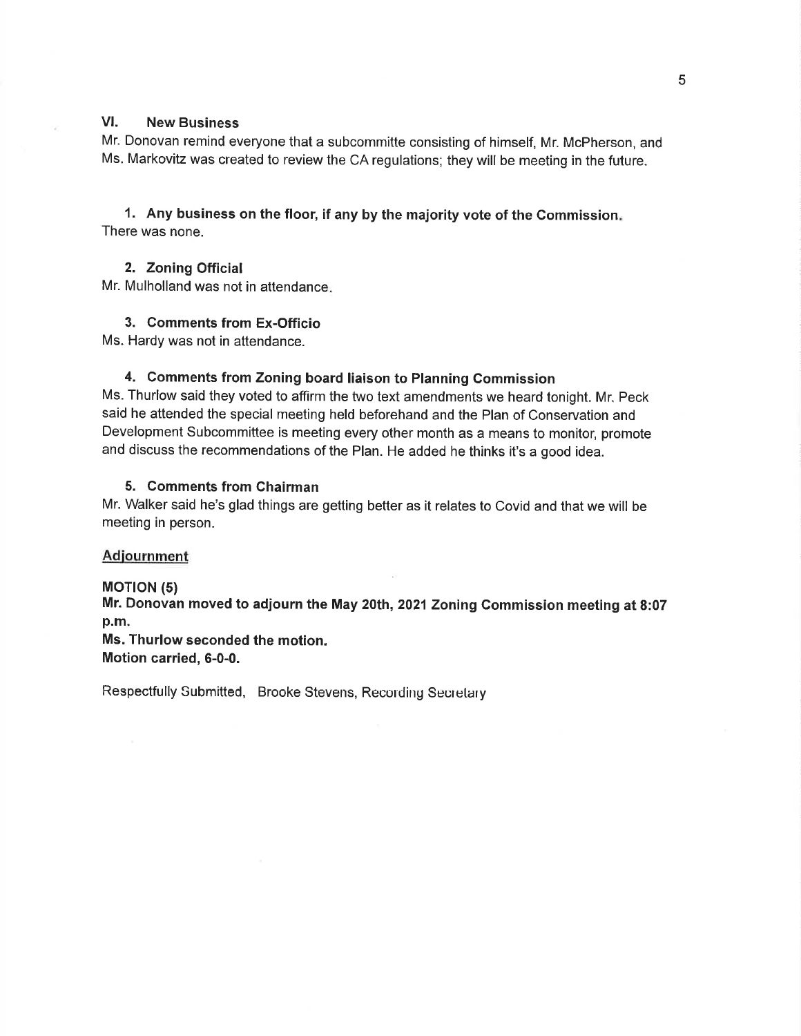## VI. New Business

Mr. Donovan remind everyone that a subcommitte consisting of himself, Mr. McPherson, and Ms. Markovitz was created to review the CA regulations; they will be meeting in the future.

### 1. Any business on the floor, if any by the majority vote of the Commission.

There was none.

### 2. Zoning Official

Mr. Mulholland was not in attendance.

### 3. Comments from Ex-Officio

Ms. Hardy was not in attendance.

### 4. Comments from Zoning board liaison to Planning Commission

Ms. Thurlow said they voted to affirm the two text amendments we heard tonight. Mr. Peck said he attended the special meeting held beforehand and the Plan of Conservation and Development Subcommittee is meeting every other month as a means to monitor, promote and discuss the recommendations of the Plan. He added he thinks it's a good idea.

### 5. Comments from Chairman

Mr. Walker said he's glad things are getting better as it relates to Covid and that we will be meeting in person.

## Adjournment

**MOTION (5)**
**Mr. Donovan moved to adjourn the May 20th, 2021 Zoning Commission meeting at 8:07 p.m.**
**Ms. Thurlow seconded the motion.**
**Motion carried, 6-0-0.**

Respectfully Submitted, Brooke Stevens, Recording Secretary